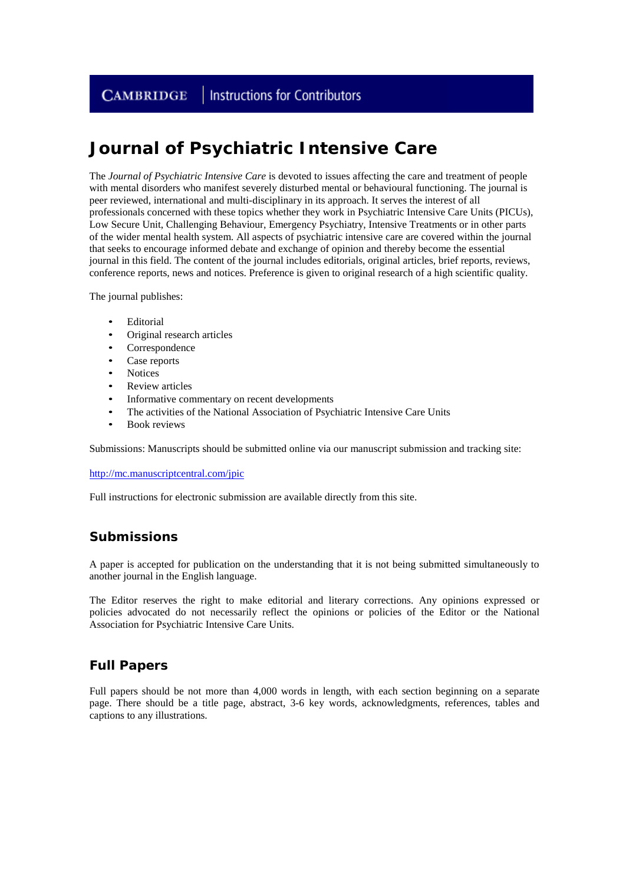**CAMBRIDGE** | Instructions for Contributors

# Journal of Psychiatric Intensive Care

The *Journal of Psychiatric Intensive Care* is devoted to issues affecting the care and treatment of people with mental disorders who manifest severely disturbed mental or behavioural functioning. The journal is peer reviewed, international and multi-disciplinary in its approach. It serves the interest of all professionals concerned with these topics whether they work in Psychiatric Intensive Care Units (PICUs), Low Secure Unit, Challenging Behaviour, Emergency Psychiatry, Intensive Treatments or in other parts of the wider mental health system. All aspects of psychiatric intensive care are covered within the journal that seeks to encourage informed debate and exchange of opinion and thereby become the essential journal in this field. The content of the journal includes editorials, original articles, brief reports, reviews, conference reports, news and notices. Preference is given to original research of a high scientific quality.

The journal publishes:

- Editorial
- Original research articles
- Correspondence
- Case reports
- Notices
- Review articles
- Informative commentary on recent developments
- The activities of the National Association of Psychiatric Intensive Care Units
- Book reviews

Submissions: Manuscripts should be submitted online via our manuscript submission and tracking site:

http://mc.manuscriptcentral.com/jpic

Full instructions for electronic submission are available directly from this site.

## Submissions

A paper is accepted for publication on the understanding that it is not being submitted simultaneously to another journal in the English language.

The Editor reserves the right to make editorial and literary corrections. Any opinions expressed or policies advocated do not necessarily reflect the opinions or policies of the Editor or the National Association for Psychiatric Intensive Care Units.

## Full Papers

Full papers should be not more than 4,000 words in length, with each section beginning on a separate page. There should be a title page, abstract, 3-6 key words, acknowledgments, references, tables and captions to any illustrations.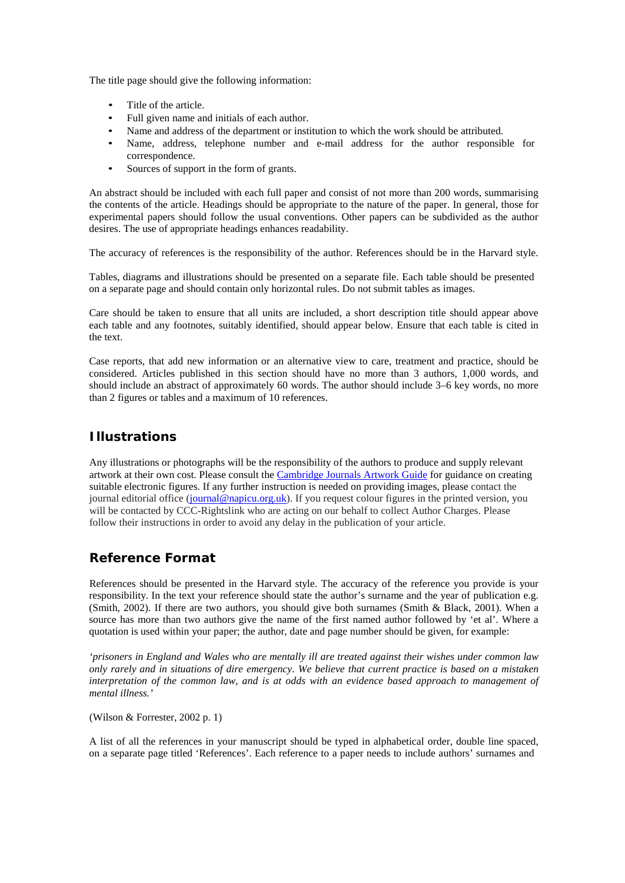The title page should give the following information:

- Title of the article.
- Full given name and initials of each author.
- Name and address of the department or institution to which the work should be attributed.
- Name, address, telephone number and e-mail address for the author responsible for correspondence.
- Sources of support in the form of grants.

An abstract should be included with each full paper and consist of not more than 200 words, summarising the contents of the article. Headings should be appropriate to the nature of the paper. In general, those for experimental papers should follow the usual conventions. Other papers can be subdivided as the author desires. The use of appropriate headings enhances readability.

The accuracy of references is the responsibility of the author. References should be in the Harvard style.

Tables, diagrams and illustrations should be presented on a separate file. Each table should be presented on a separate page and should contain only horizontal rules. Do not submit tables as images.

Care should be taken to ensure that all units are included, a short description title should appear above each table and any footnotes, suitably identified, should appear below. Ensure that each table is cited in the text.

Case reports, that add new information or an alternative view to care, treatment and practice, should be considered. Articles published in this section should have no more than 3 authors, 1,000 words, and should include an abstract of approximately 60 words. The author should include 3–6 key words, no more than 2 figures or tables and a maximum of 10 references.

## Illustrations

Any illustrations or photographs will be the responsibility of the authors to produce and supply relevant artwork at their own cost. Please consult the [Cambridge Journals Artwork Guide](#) for guidance on creating suitable electronic figures. If any further instruction is needed on providing images, please contact the journal editorial office ([journal@napicu.org.uk](mailto:journal@napicu.org.uk)). If you request colour figures in the printed version, you will be contacted by CCC-Rightslink who are acting on our behalf to collect Author Charges. Please follow their instructions in order to avoid any delay in the publication of your article.

## Reference Format

References should be presented in the Harvard style. The accuracy of the reference you provide is your responsibility. In the text your reference should state the author's surname and the year of publication e.g. (Smith, 2002). If there are two authors, you should give both surnames (Smith & Black, 2001). When a source has more than two authors give the name of the first named author followed by 'et al'. Where a quotation is used within your paper; the author, date and page number should be given, for example:

*'prisoners in England and Wales who are mentally ill are treated against their wishes under common law only rarely and in situations of dire emergency. We believe that current practice is based on a mistaken interpretation of the common law, and is at odds with an evidence based approach to management of mental illness.'*

(Wilson & Forrester, 2002 p. 1)

A list of all the references in your manuscript should be typed in alphabetical order, double line spaced, on a separate page titled 'References'. Each reference to a paper needs to include authors' surnames and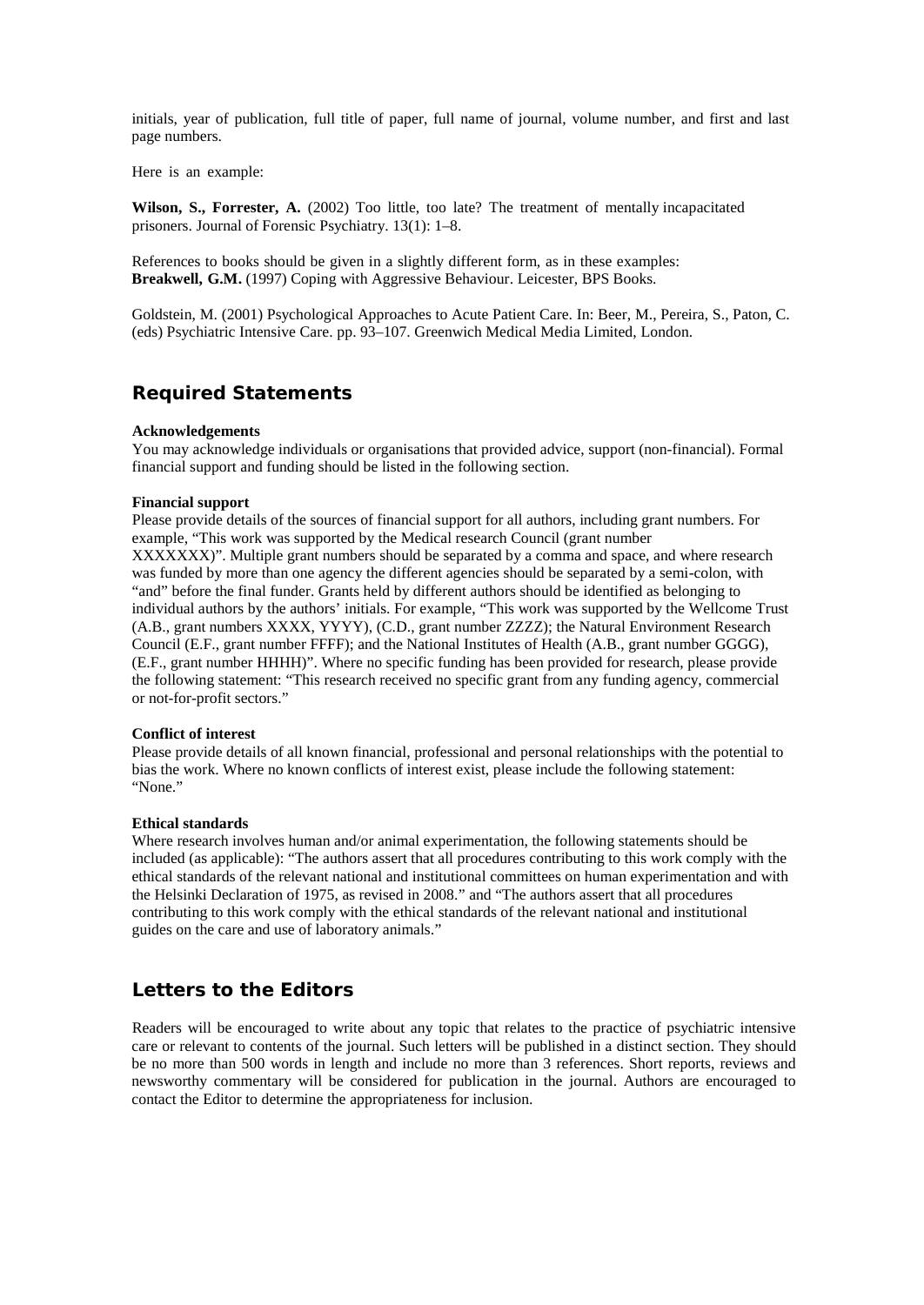initials, year of publication, full title of paper, full name of journal, volume number, and first and last page numbers.

Here is an example:

**Wilson, S., Forrester, A.** (2002) Too little, too late? The treatment of mentally incapacitated prisoners. Journal of Forensic Psychiatry. 13(1): 1–8.

References to books should be given in a slightly different form, as in these examples:
**Breakwell, G.M.** (1997) Coping with Aggressive Behaviour. Leicester, BPS Books.

Goldstein, M. (2001) Psychological Approaches to Acute Patient Care. In: Beer, M., Pereira, S., Paton, C. (eds) Psychiatric Intensive Care. pp. 93–107. Greenwich Medical Media Limited, London.

## Required Statements

**Acknowledgements**
You may acknowledge individuals or organisations that provided advice, support (non-financial). Formal financial support and funding should be listed in the following section.

**Financial support**
Please provide details of the sources of financial support for all authors, including grant numbers. For example, "This work was supported by the Medical research Council (grant number XXXXXXX)". Multiple grant numbers should be separated by a comma and space, and where research was funded by more than one agency the different agencies should be separated by a semi-colon, with "and" before the final funder. Grants held by different authors should be identified as belonging to individual authors by the authors' initials. For example, "This work was supported by the Wellcome Trust (A.B., grant numbers XXXX, YYYY), (C.D., grant number ZZZZ); the Natural Environment Research Council (E.F., grant number FFFF); and the National Institutes of Health (A.B., grant number GGGG), (E.F., grant number HHHH)". Where no specific funding has been provided for research, please provide the following statement: "This research received no specific grant from any funding agency, commercial or not-for-profit sectors."

**Conflict of interest**
Please provide details of all known financial, professional and personal relationships with the potential to bias the work. Where no known conflicts of interest exist, please include the following statement: "None."

**Ethical standards**
Where research involves human and/or animal experimentation, the following statements should be included (as applicable): "The authors assert that all procedures contributing to this work comply with the ethical standards of the relevant national and institutional committees on human experimentation and with the Helsinki Declaration of 1975, as revised in 2008." and "The authors assert that all procedures contributing to this work comply with the ethical standards of the relevant national and institutional guides on the care and use of laboratory animals."

## Letters to the Editors

Readers will be encouraged to write about any topic that relates to the practice of psychiatric intensive care or relevant to contents of the journal. Such letters will be published in a distinct section. They should be no more than 500 words in length and include no more than 3 references. Short reports, reviews and newsworthy commentary will be considered for publication in the journal. Authors are encouraged to contact the Editor to determine the appropriateness for inclusion.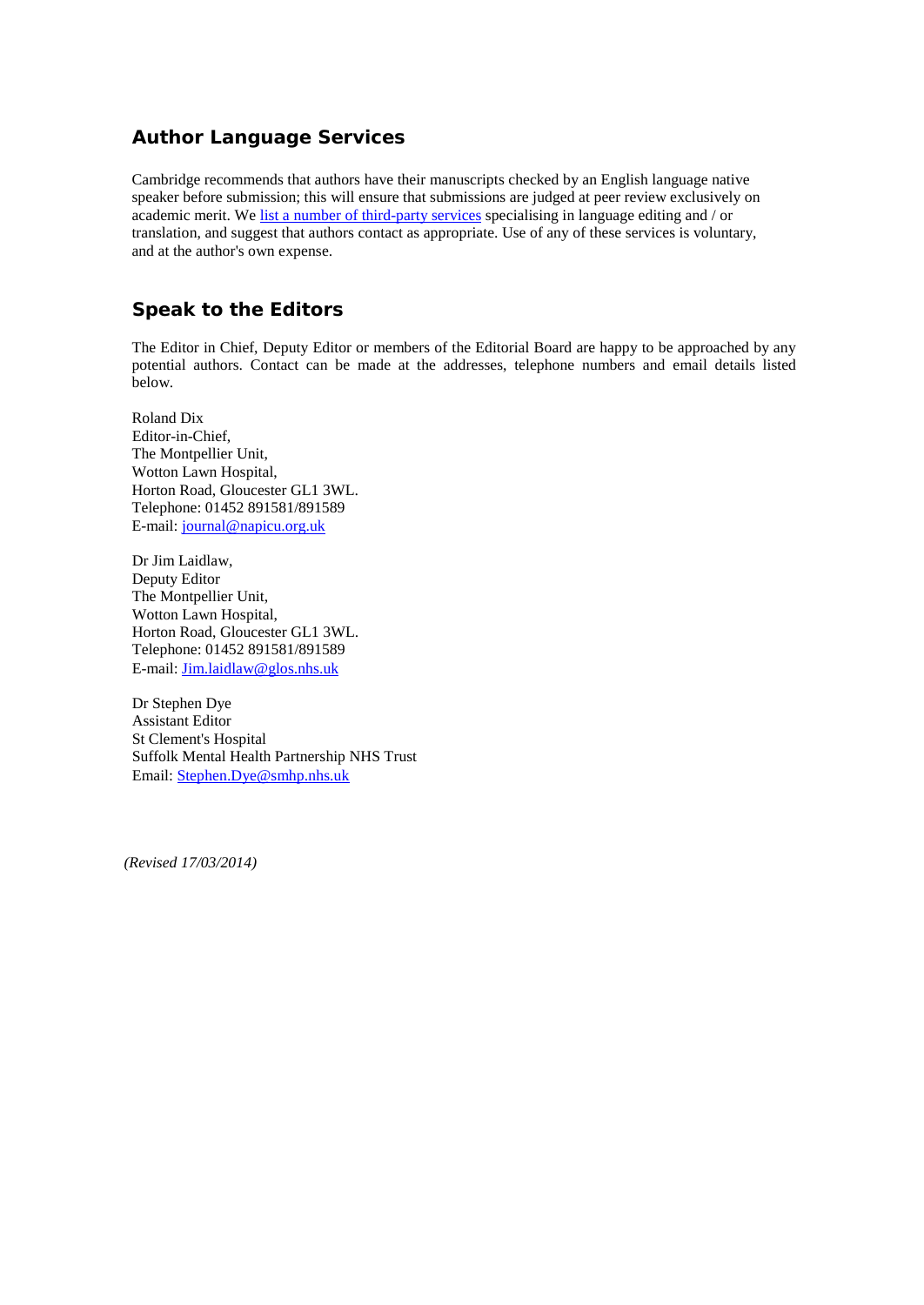## Author Language Services

Cambridge recommends that authors have their manuscripts checked by an English language native speaker before submission; this will ensure that submissions are judged at peer review exclusively on academic merit. We list a number of third-party services specialising in language editing and / or translation, and suggest that authors contact as appropriate. Use of any of these services is voluntary, and at the author's own expense.

## Speak to the Editors

The Editor in Chief, Deputy Editor or members of the Editorial Board are happy to be approached by any potential authors. Contact can be made at the addresses, telephone numbers and email details listed below.

Roland Dix
Editor-in-Chief,
The Montpellier Unit,
Wotton Lawn Hospital,
Horton Road, Gloucester GL1 3WL.
Telephone: 01452 891581/891589
E-mail: journal@napicu.org.uk

Dr Jim Laidlaw,
Deputy Editor
The Montpellier Unit,
Wotton Lawn Hospital,
Horton Road, Gloucester GL1 3WL.
Telephone: 01452 891581/891589
E-mail: Jim.laidlaw@glos.nhs.uk

Dr Stephen Dye
Assistant Editor
St Clement's Hospital
Suffolk Mental Health Partnership NHS Trust
Email: Stephen.Dye@smhp.nhs.uk

*(Revised 17/03/2014)*